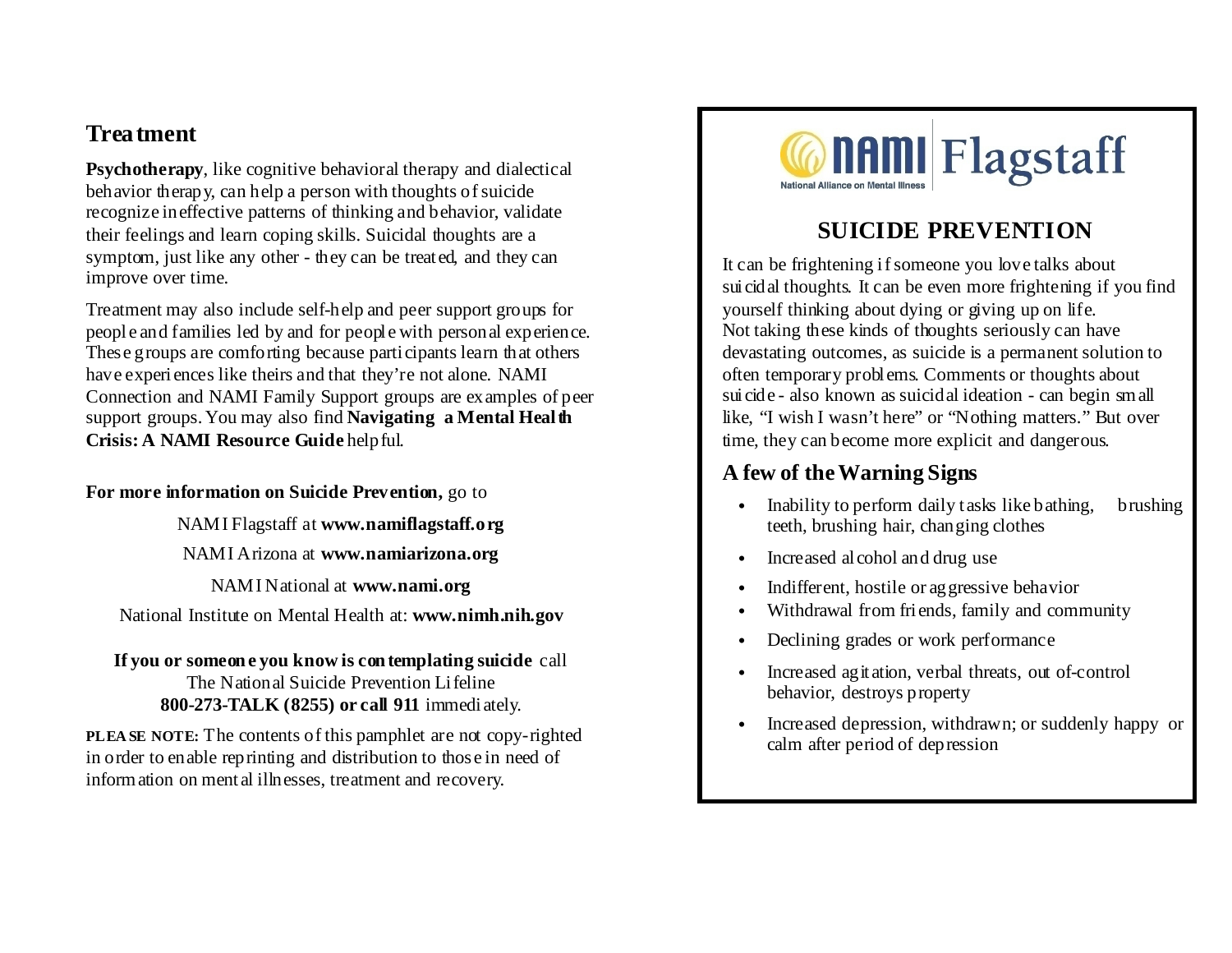## Treatment

**Psychotherapy**, like cognitive behavioral therapy and dialectical behavior therapy, can help a person with thoughts of suicide recognize ineffective patterns of thinking and behavior, validate their feelings and learn coping skills. Suicidal thoughts are a symptom, just like any other - they can be treated, and they can improve over time.

Treatment may also include self-help and peer support groups for people and families led by and for people with personal experience. These groups are comforting because participants learn that others have experiences like theirs and that they're not alone. NAMI Connection and NAMI Family Support groups are examples of peer support groups. You may also find **Navigating a Mental Health Crisis: A NAMI Resource Guide** helpful.

**For more information on Suicide Prevention,** go to

NAMI Flagstaff at **www.namiflagstaff.org**

NAMI Arizona at **www.namiarizona.org**

NAMI National at **www.nami.org**

National Institute on Mental Health at: **www.nimh.nih.gov**

**If you or someone you know is contemplating suicide** call The National Suicide Prevention Lifeline **800-273-TALK (8255) or call 911** immediately.

**PLEASE NOTE:** The contents of this pamphlet are not copy-righted in order to enable reprinting and distribution to those in need of information on mental illnesses, treatment and recovery.

NAMI Flagstaff
National Alliance on Mental Illness

# SUICIDE PREVENTION

It can be frightening if someone you love talks about suicidal thoughts. It can be even more frightening if you find yourself thinking about dying or giving up on life. Not taking these kinds of thoughts seriously can have devastating outcomes, as suicide is a permanent solution to often temporary problems. Comments or thoughts about suicide - also known as suicidal ideation - can begin small like, "I wish I wasn't here" or "Nothing matters." But over time, they can become more explicit and dangerous.

## A few of the Warning Signs

- Inability to perform daily tasks like bathing, brushing teeth, brushing hair, changing clothes
- Increased alcohol and drug use
- Indifferent, hostile or aggressive behavior
- Withdrawal from friends, family and community
- Declining grades or work performance
- Increased agitation, verbal threats, out of-control behavior, destroys property
- Increased depression, withdrawn; or suddenly happy or calm after period of depression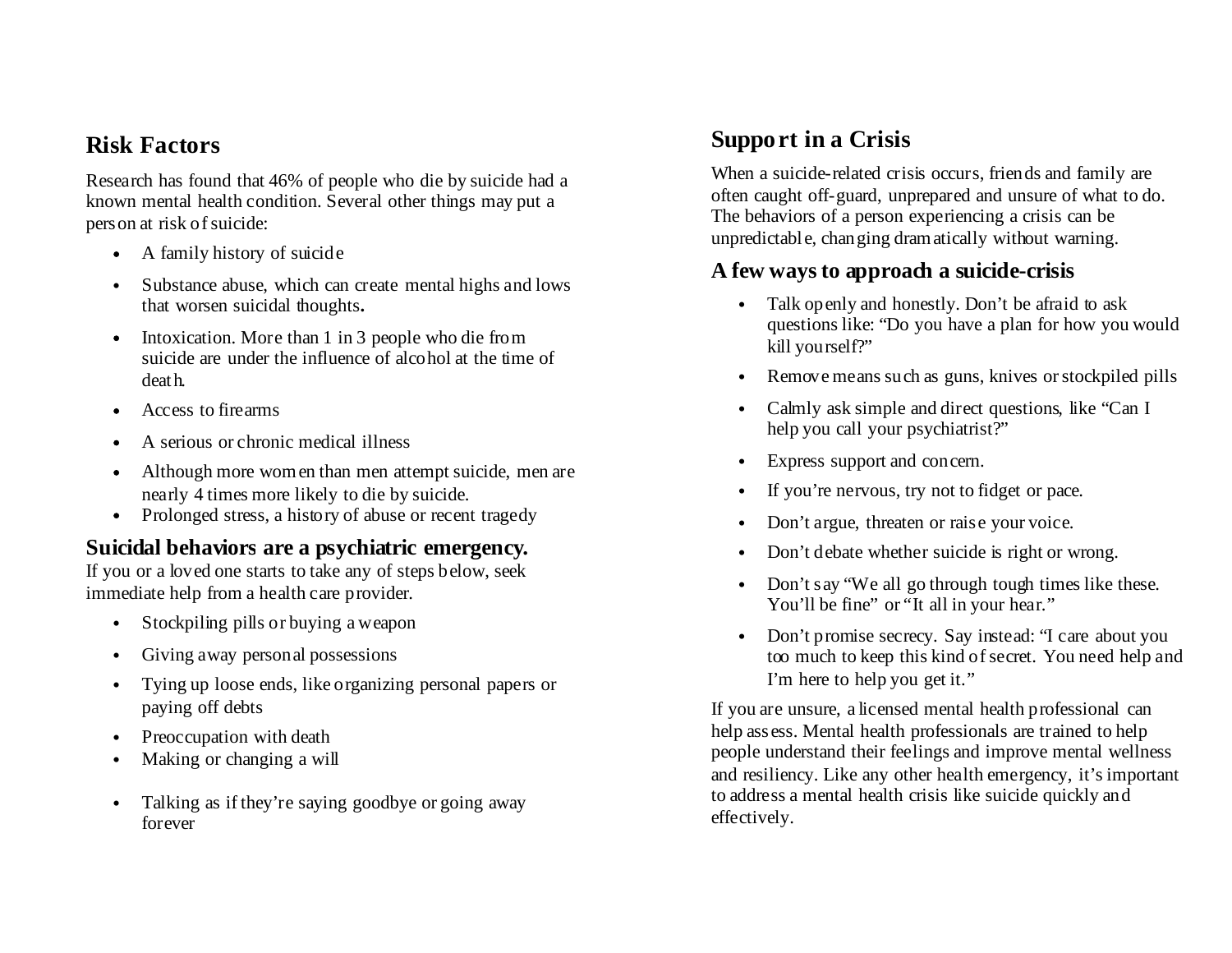## Risk Factors

Research has found that 46% of people who die by suicide had a known mental health condition. Several other things may put a person at risk of suicide:

- A family history of suicide
- Substance abuse, which can create mental highs and lows that worsen suicidal thoughts**.**
- Intoxication. More than 1 in 3 people who die from suicide are under the influence of alcohol at the time of death.
- Access to firearms
- A serious or chronic medical illness
- Although more women than men attempt suicide, men are nearly 4 times more likely to die by suicide.
- Prolonged stress, a history of abuse or recent tragedy

### Suicidal behaviors are a psychiatric emergency.

If you or a loved one starts to take any of steps below, seek immediate help from a health care provider.

- Stockpiling pills or buying a weapon
- Giving away personal possessions
- Tying up loose ends, like organizing personal papers or paying off debts
- Preoccupation with death
- Making or changing a will
- Talking as if they're saying goodbye or going away forever

## Support in a Crisis

When a suicide-related crisis occurs, friends and family are often caught off-guard, unprepared and unsure of what to do. The behaviors of a person experiencing a crisis can be unpredictable, changing dramatically without warning.

### A few ways to approach a suicide-crisis

- Talk openly and honestly. Don't be afraid to ask questions like: "Do you have a plan for how you would kill yourself?"
- Remove means such as guns, knives or stockpiled pills
- Calmly ask simple and direct questions, like "Can I help you call your psychiatrist?"
- Express support and concern.
- If you're nervous, try not to fidget or pace.
- Don't argue, threaten or raise your voice.
- Don't debate whether suicide is right or wrong.
- Don't say "We all go through tough times like these. You'll be fine" or "It all in your hear."
- Don't promise secrecy. Say instead: "I care about you too much to keep this kind of secret. You need help and I'm here to help you get it."

If you are unsure, a licensed mental health professional can help assess. Mental health professionals are trained to help people understand their feelings and improve mental wellness and resiliency. Like any other health emergency, it's important to address a mental health crisis like suicide quickly and effectively.